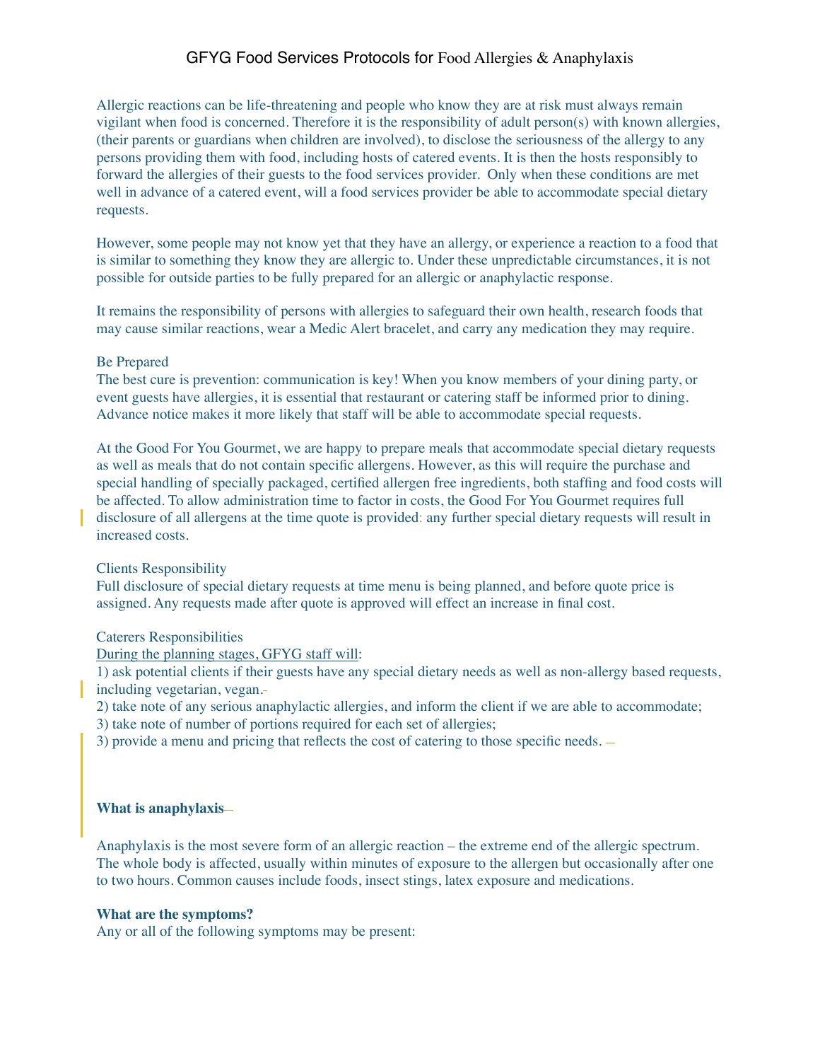// GFYG Food Services Protocols for Food Allergies & Anaphylaxis

# GFYG Food Services Protocols for Food Allergies & Anaphylaxis

Allergic reactions can be life-threatening and people who know they are at risk must always remain vigilant when food is concerned. Therefore it is the responsibility of adult person(s) with known allergies, (their parents or guardians when children are involved), to disclose the seriousness of the allergy to any persons providing them with food, including hosts of catered events. It is then the hosts responsibly to forward the allergies of their guests to the food services provider. Only when these conditions are met well in advance of a catered event, will a food services provider be able to accommodate special dietary requests.

However, some people may not know yet that they have an allergy, or experience a reaction to a food that is similar to something they know they are allergic to. Under these unpredictable circumstances, it is not possible for outside parties to be fully prepared for an allergic or anaphylactic response.

It remains the responsibility of persons with allergies to safeguard their own health, research foods that may cause similar reactions, wear a Medic Alert bracelet, and carry any medication they may require.

Be Prepared
The best cure is prevention: communication is key! When you know members of your dining party, or event guests have allergies, it is essential that restaurant or catering staff be informed prior to dining. Advance notice makes it more likely that staff will be able to accommodate special requests.

At the Good For You Gourmet, we are happy to prepare meals that accommodate special dietary requests as well as meals that do not contain specific allergens. However, as this will require the purchase and special handling of specially packaged, certified allergen free ingredients, both staffing and food costs will be affected. To allow administration time to factor in costs, the Good For You Gourmet requires full disclosure of all allergens at the time quote is provided: any further special dietary requests will result in increased costs.

Clients Responsibility
Full disclosure of special dietary requests at time menu is being planned, and before quote price is assigned. Any requests made after quote is approved will effect an increase in final cost.

Caterers Responsibilities
During the planning stages, GFYG staff will:
1) ask potential clients if their guests have any special dietary needs as well as non-allergy based requests, including vegetarian, vegan.
2) take note of any serious anaphylactic allergies, and inform the client if we are able to accommodate;
3) take note of number of portions required for each set of allergies;
3) provide a menu and pricing that reflects the cost of catering to those specific needs.

**What is anaphylaxis**

Anaphylaxis is the most severe form of an allergic reaction – the extreme end of the allergic spectrum. The whole body is affected, usually within minutes of exposure to the allergen but occasionally after one to two hours. Common causes include foods, insect stings, latex exposure and medications.

**What are the symptoms?**
Any or all of the following symptoms may be present: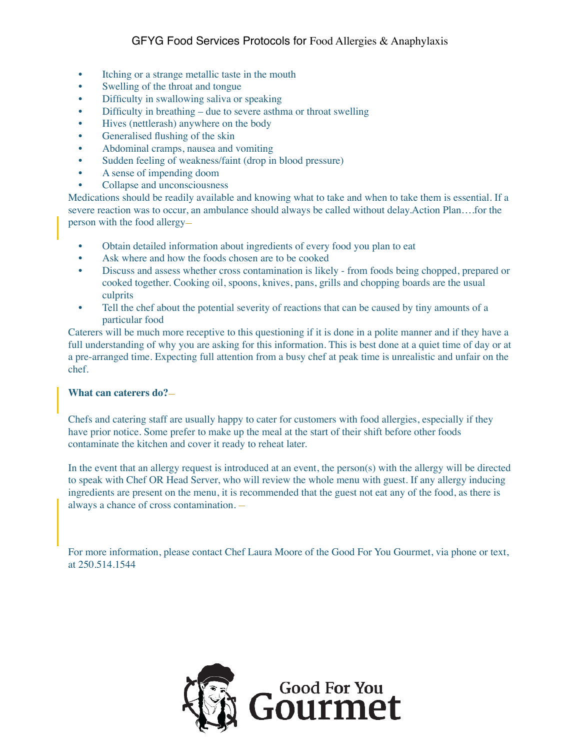- Itching or a strange metallic taste in the mouth
- Swelling of the throat and tongue
- Difficulty in swallowing saliva or speaking
- Difficulty in breathing – due to severe asthma or throat swelling
- Hives (nettlerash) anywhere on the body
- Generalised flushing of the skin
- Abdominal cramps, nausea and vomiting
- Sudden feeling of weakness/faint (drop in blood pressure)
- A sense of impending doom
- Collapse and unconsciousness

Medications should be readily available and knowing what to take and when to take them is essential. If a severe reaction was to occur, an ambulance should always be called without delay.Action Plan….for the person with the food allergy

- Obtain detailed information about ingredients of every food you plan to eat
- Ask where and how the foods chosen are to be cooked
- Discuss and assess whether cross contamination is likely - from foods being chopped, prepared or cooked together. Cooking oil, spoons, knives, pans, grills and chopping boards are the usual culprits
- Tell the chef about the potential severity of reactions that can be caused by tiny amounts of a particular food

Caterers will be much more receptive to this questioning if it is done in a polite manner and if they have a full understanding of why you are asking for this information. This is best done at a quiet time of day or at a pre-arranged time. Expecting full attention from a busy chef at peak time is unrealistic and unfair on the chef.

**What can caterers do?**

Chefs and catering staff are usually happy to cater for customers with food allergies, especially if they have prior notice. Some prefer to make up the meal at the start of their shift before other foods contaminate the kitchen and cover it ready to reheat later.

In the event that an allergy request is introduced at an event, the person(s) with the allergy will be directed to speak with Chef OR Head Server, who will review the whole menu with guest. If any allergy inducing ingredients are present on the menu, it is recommended that the guest not eat any of the food, as there is always a chance of cross contamination.

For more information, please contact Chef Laura Moore of the Good For You Gourmet, via phone or text, at 250.514.1544

Good For You Gourmet